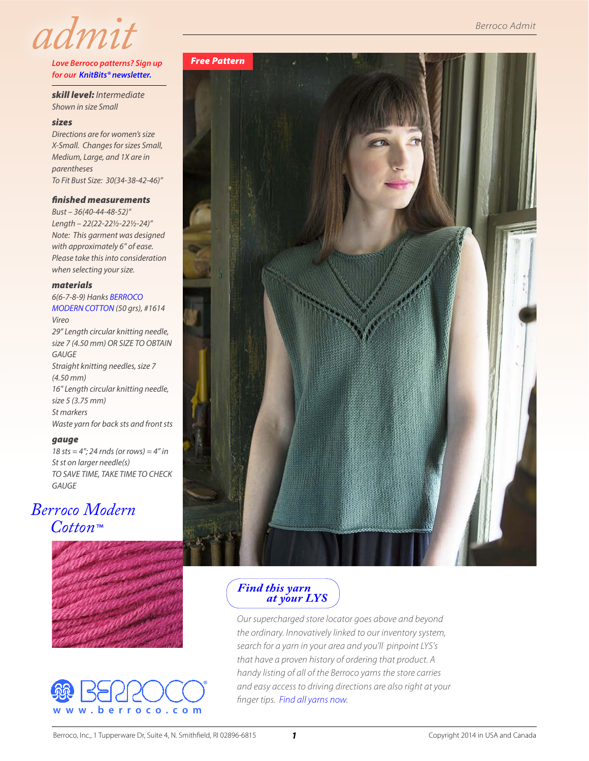# admit

*Love Berroco patterns? Sign up for our KnitBits® newsletter.*

***skill level:*** *Intermediate*
*Shown in size Small*

### sizes

*Directions are for women's size X-Small. Changes for sizes Small, Medium, Large, and 1X are in parentheses*
*To Fit Bust Size: 30(34-38-42-46)"*

### finished measurements

*Bust – 36(40-44-48-52)"*
*Length – 22(22-22½-22½-24)"*
*Note: This garment was designed with approximately 6" of ease. Please take this into consideration when selecting your size.*

### materials

*6(6-7-8-9) Hanks BERROCO MODERN COTTON (50 grs), #1614 Vireo*
*29" Length circular knitting needle, size 7 (4.50 mm) OR SIZE TO OBTAIN GAUGE*
*Straight knitting needles, size 7 (4.50 mm)*
*16" Length circular knitting needle, size 5 (3.75 mm)*
*St markers*
*Waste yarn for back sts and front sts*

### gauge

*18 sts = 4"; 24 rnds (or rows) = 4" in St st on larger needle(s)*
*TO SAVE TIME, TAKE TIME TO CHECK GAUGE*

## Berroco Modern Cotton™

**Free Pattern**

## Find this yarn at your LYS

*Our supercharged store locator goes above and beyond the ordinary. Innovatively linked to our inventory system, search for a yarn in your area and you'll pinpoint LYS's that have a proven history of ordering that product. A handy listing of all of the Berroco yarns the store carries and easy access to driving directions are also right at your finger tips. Find all yarns now.*

www.berroco.com

Berroco, Inc., 1 Tupperware Dr, Suite 4, N. Smithfield, RI 02896-6815

Copyright 2014 in USA and Canada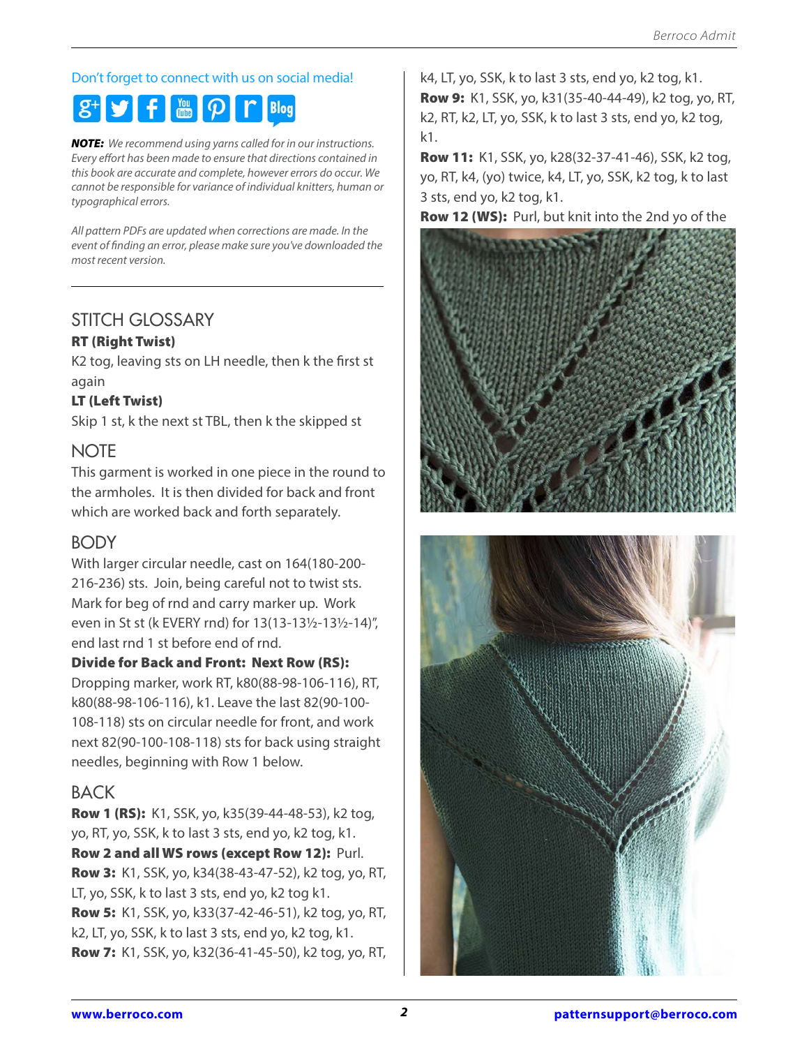Don't forget to connect with us on social media!

***NOTE:*** *We recommend using yarns called for in our instructions. Every effort has been made to ensure that directions contained in this book are accurate and complete, however errors do occur. We cannot be responsible for variance of individual knitters, human or typographical errors.*

*All pattern PDFs are updated when corrections are made. In the event of finding an error, please make sure you've downloaded the most recent version.*

## STITCH GLOSSARY

**RT (Right Twist)**

K2 tog, leaving sts on LH needle, then k the first st again

**LT (Left Twist)**

Skip 1 st, k the next st TBL, then k the skipped st

## NOTE

This garment is worked in one piece in the round to the armholes. It is then divided for back and front which are worked back and forth separately.

## BODY

With larger circular needle, cast on 164(180-200-216-236) sts. Join, being careful not to twist sts. Mark for beg of rnd and carry marker up. Work even in St st (k EVERY rnd) for 13(13-13½-13½-14)", end last rnd 1 st before end of rnd.

**Divide for Back and Front: Next Row (RS):** Dropping marker, work RT, k80(88-98-106-116), RT, k80(88-98-106-116), k1. Leave the last 82(90-100-108-118) sts on circular needle for front, and work next 82(90-100-108-118) sts for back using straight needles, beginning with Row 1 below.

## BACK

**Row 1 (RS):** K1, SSK, yo, k35(39-44-48-53), k2 tog, yo, RT, yo, SSK, k to last 3 sts, end yo, k2 tog, k1.

**Row 2 and all WS rows (except Row 12):** Purl.

**Row 3:** K1, SSK, yo, k34(38-43-47-52), k2 tog, yo, RT, LT, yo, SSK, k to last 3 sts, end yo, k2 tog k1.

**Row 5:** K1, SSK, yo, k33(37-42-46-51), k2 tog, yo, RT, k2, LT, yo, SSK, k to last 3 sts, end yo, k2 tog, k1.

**Row 7:** K1, SSK, yo, k32(36-41-45-50), k2 tog, yo, RT, k4, LT, yo, SSK, k to last 3 sts, end yo, k2 tog, k1.

**Row 9:** K1, SSK, yo, k31(35-40-44-49), k2 tog, yo, RT, k2, RT, k2, LT, yo, SSK, k to last 3 sts, end yo, k2 tog, k1.

**Row 11:** K1, SSK, yo, k28(32-37-41-46), SSK, k2 tog, yo, RT, k4, (yo) twice, k4, LT, yo, SSK, k2 tog, k to last 3 sts, end yo, k2 tog, k1.

**Row 12 (WS):** Purl, but knit into the 2nd yo of the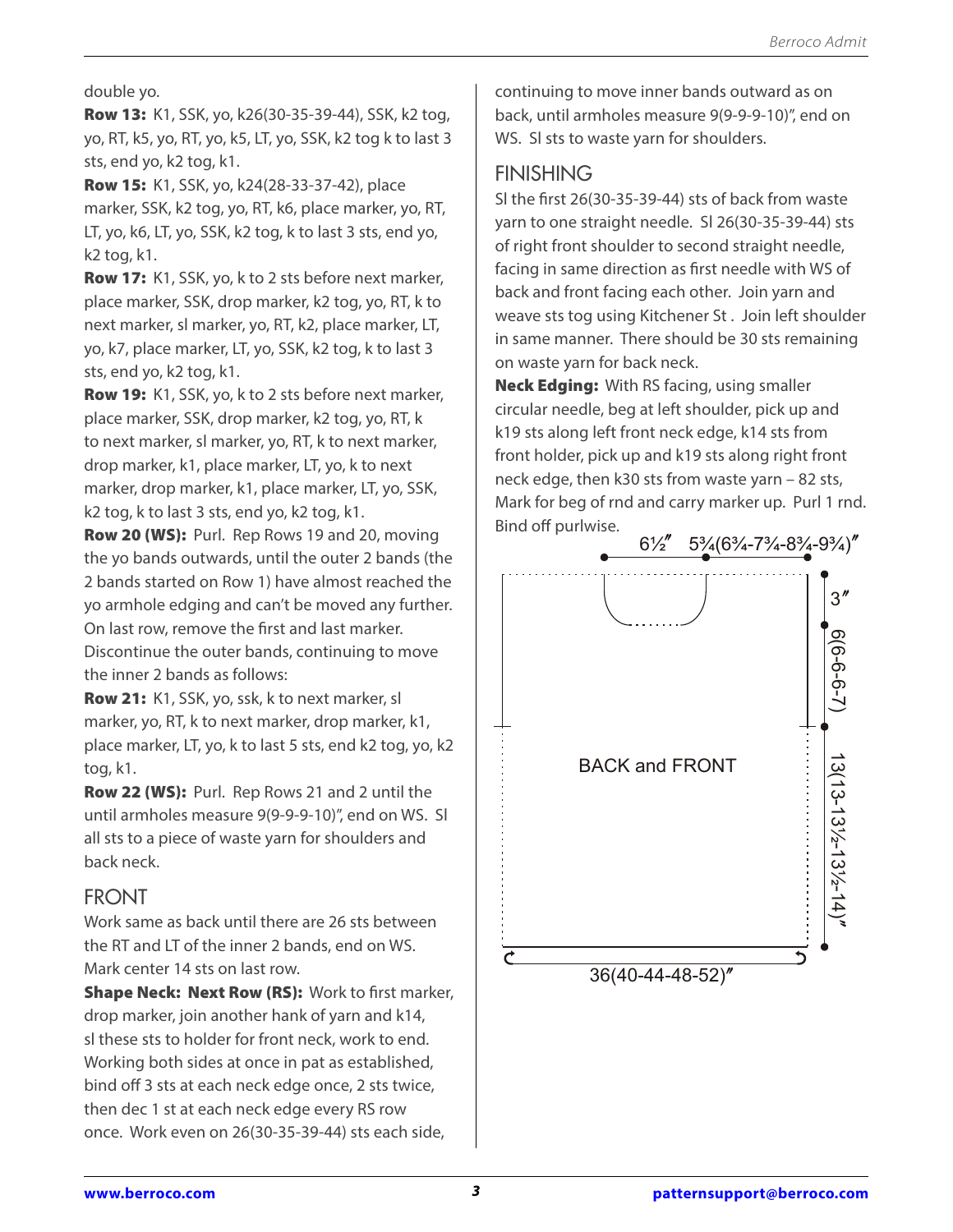double yo.

**Row 13:** K1, SSK, yo, k26(30-35-39-44), SSK, k2 tog, yo, RT, k5, yo, RT, yo, k5, LT, yo, SSK, k2 tog k to last 3 sts, end yo, k2 tog, k1.

**Row 15:** K1, SSK, yo, k24(28-33-37-42), place marker, SSK, k2 tog, yo, RT, k6, place marker, yo, RT, LT, yo, k6, LT, yo, SSK, k2 tog, k to last 3 sts, end yo, k2 tog, k1.

**Row 17:** K1, SSK, yo, k to 2 sts before next marker, place marker, SSK, drop marker, k2 tog, yo, RT, k to next marker, sl marker, yo, RT, k2, place marker, LT, yo, k7, place marker, LT, yo, SSK, k2 tog, k to last 3 sts, end yo, k2 tog, k1.

**Row 19:** K1, SSK, yo, k to 2 sts before next marker, place marker, SSK, drop marker, k2 tog, yo, RT, k to next marker, sl marker, yo, RT, k to next marker, drop marker, k1, place marker, LT, yo, k to next marker, drop marker, k1, place marker, LT, yo, SSK, k2 tog, k to last 3 sts, end yo, k2 tog, k1.

**Row 20 (WS):** Purl. Rep Rows 19 and 20, moving the yo bands outwards, until the outer 2 bands (the 2 bands started on Row 1) have almost reached the yo armhole edging and can't be moved any further. On last row, remove the first and last marker. Discontinue the outer bands, continuing to move the inner 2 bands as follows:

**Row 21:** K1, SSK, yo, ssk, k to next marker, sl marker, yo, RT, k to next marker, drop marker, k1, place marker, LT, yo, k to last 5 sts, end k2 tog, yo, k2 tog, k1.

**Row 22 (WS):** Purl. Rep Rows 21 and 2 until the until armholes measure 9(9-9-9-10)", end on WS. Sl all sts to a piece of waste yarn for shoulders and back neck.

## FRONT

Work same as back until there are 26 sts between the RT and LT of the inner 2 bands, end on WS. Mark center 14 sts on last row.

**Shape Neck: Next Row (RS):** Work to first marker, drop marker, join another hank of yarn and k14, sl these sts to holder for front neck, work to end. Working both sides at once in pat as established, bind off 3 sts at each neck edge once, 2 sts twice, then dec 1 st at each neck edge every RS row once. Work even on 26(30-35-39-44) sts each side, continuing to move inner bands outward as on back, until armholes measure 9(9-9-9-10)", end on WS. Sl sts to waste yarn for shoulders.

## FINISHING

Sl the first 26(30-35-39-44) sts of back from waste yarn to one straight needle. Sl 26(30-35-39-44) sts of right front shoulder to second straight needle, facing in same direction as first needle with WS of back and front facing each other. Join yarn and weave sts tog using Kitchener St . Join left shoulder in same manner. There should be 30 sts remaining on waste yarn for back neck.

**Neck Edging:** With RS facing, using smaller circular needle, beg at left shoulder, pick up and k19 sts along left front neck edge, k14 sts from front holder, pick up and k19 sts along right front neck edge, then k30 sts from waste yarn – 82 sts, Mark for beg of rnd and carry marker up. Purl 1 rnd. Bind off purlwise.

6½" 5¾(6¾-7¾-8¾-9¾)"

3"

9(9-9-9-10)"

BACK and FRONT

13(13-13½-13½-14)"

36(40-44-48-52)"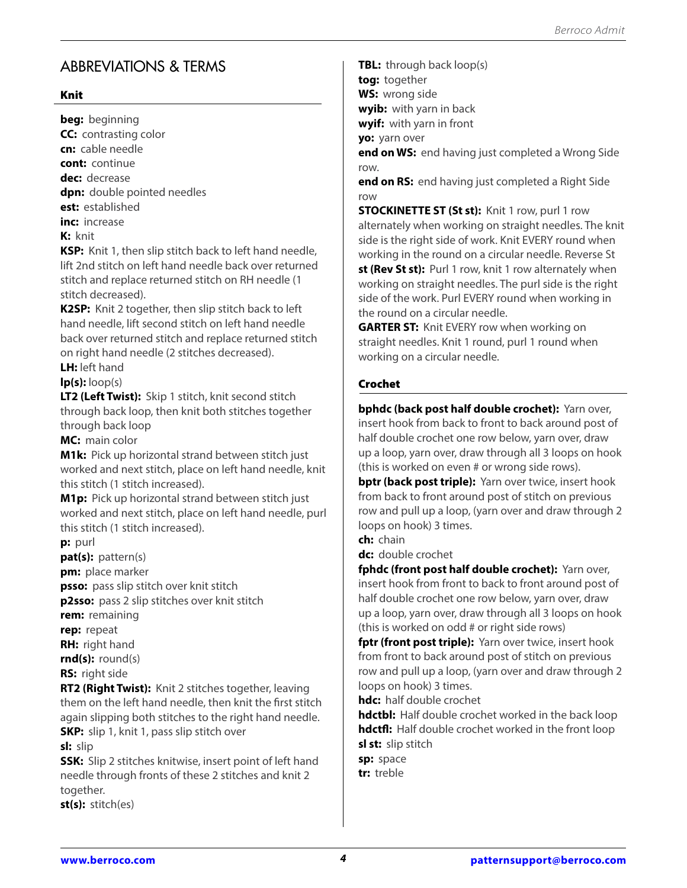## ABBREVIATIONS & TERMS

### Knit

**beg:** beginning
**CC:** contrasting color
**cn:** cable needle
**cont:** continue
**dec:** decrease
**dpn:** double pointed needles
**est:** established
**inc:** increase
**K:** knit
**KSP:** Knit 1, then slip stitch back to left hand needle, lift 2nd stitch on left hand needle back over returned stitch and replace returned stitch on RH needle (1 stitch decreased).
**K2SP:** Knit 2 together, then slip stitch back to left hand needle, lift second stitch on left hand needle back over returned stitch and replace returned stitch on right hand needle (2 stitches decreased).
**LH:** left hand
**lp(s):** loop(s)
**LT2 (Left Twist):** Skip 1 stitch, knit second stitch through back loop, then knit both stitches together through back loop
**MC:** main color
**M1k:** Pick up horizontal strand between stitch just worked and next stitch, place on left hand needle, knit this stitch (1 stitch increased).
**M1p:** Pick up horizontal strand between stitch just worked and next stitch, place on left hand needle, purl this stitch (1 stitch increased).
**p:** purl
**pat(s):** pattern(s)
**pm:** place marker
**psso:** pass slip stitch over knit stitch
**p2sso:** pass 2 slip stitches over knit stitch
**rem:** remaining
**rep:** repeat
**RH:** right hand
**rnd(s):** round(s)
**RS:** right side
**RT2 (Right Twist):** Knit 2 stitches together, leaving them on the left hand needle, then knit the first stitch again slipping both stitches to the right hand needle.
**SKP:** slip 1, knit 1, pass slip stitch over
**sl:** slip
**SSK:** Slip 2 stitches knitwise, insert point of left hand needle through fronts of these 2 stitches and knit 2 together.
**st(s):** stitch(es)
**TBL:** through back loop(s)
**tog:** together
**WS:** wrong side
**wyib:** with yarn in back
**wyif:** with yarn in front
**yo:** yarn over
**end on WS:** end having just completed a Wrong Side row.
**end on RS:** end having just completed a Right Side row
**STOCKINETTE ST (St st):** Knit 1 row, purl 1 row alternately when working on straight needles. The knit side is the right side of work. Knit EVERY round when working in the round on a circular needle. Reverse St
**st (Rev St st):** Purl 1 row, knit 1 row alternately when working on straight needles. The purl side is the right side of the work. Purl EVERY round when working in the round on a circular needle.
**GARTER ST:** Knit EVERY row when working on straight needles. Knit 1 round, purl 1 round when working on a circular needle.

### Crochet

**bphdc (back post half double crochet):** Yarn over, insert hook from back to front to back around post of half double crochet one row below, yarn over, draw up a loop, yarn over, draw through all 3 loops on hook (this is worked on even # or wrong side rows).
**bptr (back post triple):** Yarn over twice, insert hook from back to front around post of stitch on previous row and pull up a loop, (yarn over and draw through 2 loops on hook) 3 times.
**ch:** chain
**dc:** double crochet
**fphdc (front post half double crochet):** Yarn over, insert hook from front to back to front around post of half double crochet one row below, yarn over, draw up a loop, yarn over, draw through all 3 loops on hook (this is worked on odd # or right side rows)
**fptr (front post triple):** Yarn over twice, insert hook from front to back around post of stitch on previous row and pull up a loop, (yarn over and draw through 2 loops on hook) 3 times.
**hdc:** half double crochet
**hdctbl:** Half double crochet worked in the back loop
**hdctfl:** Half double crochet worked in the front loop
**sl st:** slip stitch
**sp:** space
**tr:** treble

**www.berroco.com** **patternsupport@berroco.com**